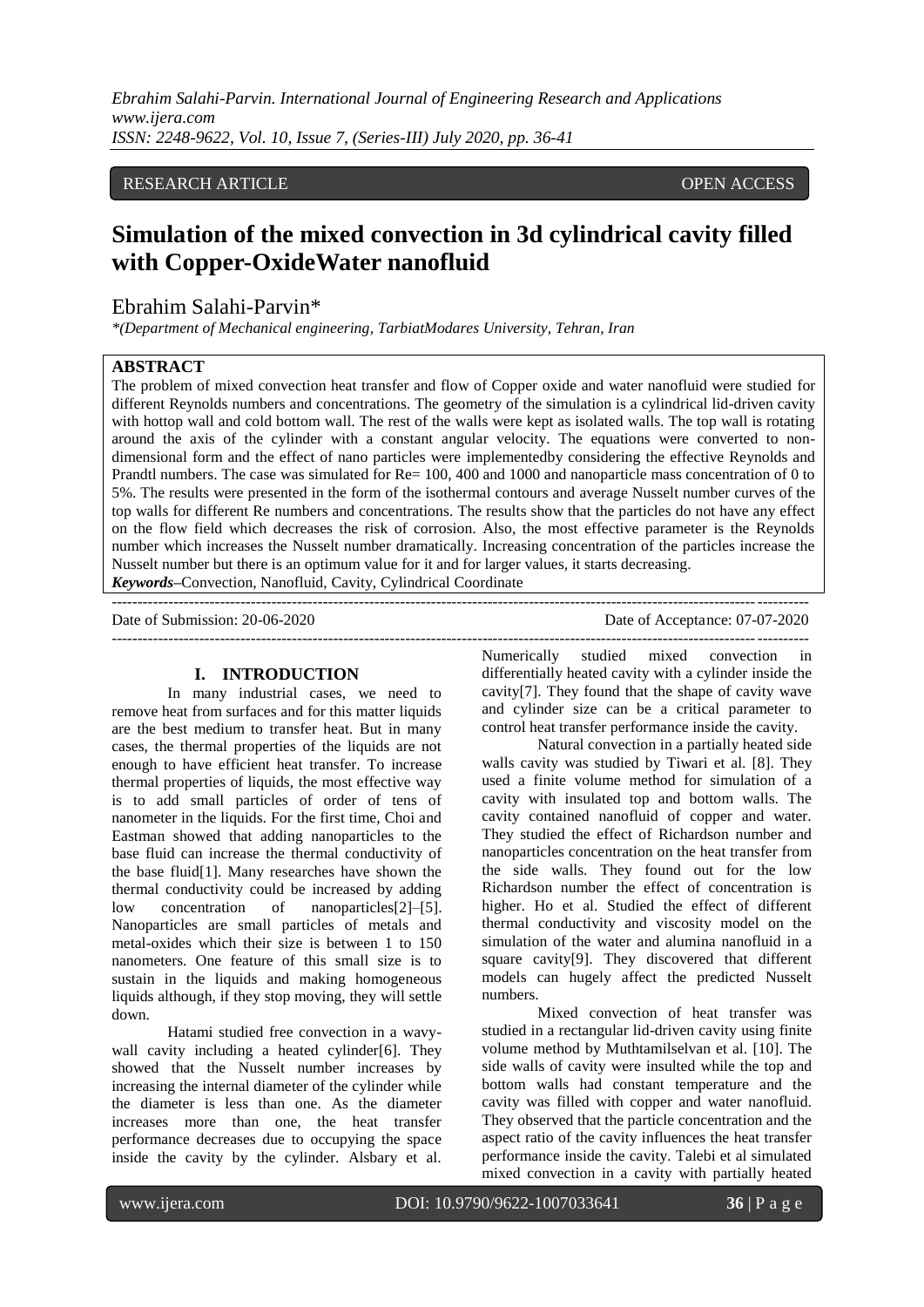RESEARCH ARTICLE OPEN ACCESS

# Simulation of the mixed convection in 3d cylindrical cavity filled with Copper-OxideWater nanofluid

Ebrahim Salahi-Parvin*

*(Department of Mechanical engineering, TarbiatModares University, Tehran, Iran

## ABSTRACT

The problem of mixed convection heat transfer and flow of Copper oxide and water nanofluid were studied for different Reynolds numbers and concentrations. The geometry of the simulation is a cylindrical lid-driven cavity with hottop wall and cold bottom wall. The rest of the walls were kept as isolated walls. The top wall is rotating around the axis of the cylinder with a constant angular velocity. The equations were converted to non-dimensional form and the effect of nano particles were implementedby considering the effective Reynolds and Prandtl numbers. The case was simulated for Re= 100, 400 and 1000 and nanoparticle mass concentration of 0 to 5%. The results were presented in the form of the isothermal contours and average Nusselt number curves of the top walls for different Re numbers and concentrations. The results show that the particles do not have any effect on the flow field which decreases the risk of corrosion. Also, the most effective parameter is the Reynolds number which increases the Nusselt number dramatically. Increasing concentration of the particles increase the Nusselt number but there is an optimum value for it and for larger values, it starts decreasing.

***Keywords*–**Convection, Nanofluid, Cavity, Cylindrical Coordinate

Date of Submission: 20-06-2020 Date of Acceptance: 07-07-2020

## I. INTRODUCTION

In many industrial cases, we need to remove heat from surfaces and for this matter liquids are the best medium to transfer heat. But in many cases, the thermal properties of the liquids are not enough to have efficient heat transfer. To increase thermal properties of liquids, the most effective way is to add small particles of order of tens of nanometer in the liquids. For the first time, Choi and Eastman showed that adding nanoparticles to the base fluid can increase the thermal conductivity of the base fluid[1]. Many researches have shown the thermal conductivity could be increased by adding low concentration of nanoparticles[2]–[5]. Nanoparticles are small particles of metals and metal-oxides which their size is between 1 to 150 nanometers. One feature of this small size is to sustain in the liquids and making homogeneous liquids although, if they stop moving, they will settle down.

Hatami studied free convection in a wavy-wall cavity including a heated cylinder[6]. They showed that the Nusselt number increases by increasing the internal diameter of the cylinder while the diameter is less than one. As the diameter increases more than one, the heat transfer performance decreases due to occupying the space inside the cavity by the cylinder. Alsbary et al. Numerically studied mixed convection in differentially heated cavity with a cylinder inside the cavity[7]. They found that the shape of cavity wave and cylinder size can be a critical parameter to control heat transfer performance inside the cavity.

Natural convection in a partially heated side walls cavity was studied by Tiwari et al. [8]. They used a finite volume method for simulation of a cavity with insulated top and bottom walls. The cavity contained nanofluid of copper and water. They studied the effect of Richardson number and nanoparticles concentration on the heat transfer from the side walls. They found out for the low Richardson number the effect of concentration is higher. Ho et al. Studied the effect of different thermal conductivity and viscosity model on the simulation of the water and alumina nanofluid in a square cavity[9]. They discovered that different models can hugely affect the predicted Nusselt numbers.

Mixed convection of heat transfer was studied in a rectangular lid-driven cavity using finite volume method by Muthtamilselvan et al. [10]. The side walls of cavity were insulted while the top and bottom walls had constant temperature and the cavity was filled with copper and water nanofluid. They observed that the particle concentration and the aspect ratio of the cavity influences the heat transfer performance inside the cavity. Talebi et al simulated mixed convection in a cavity with partially heated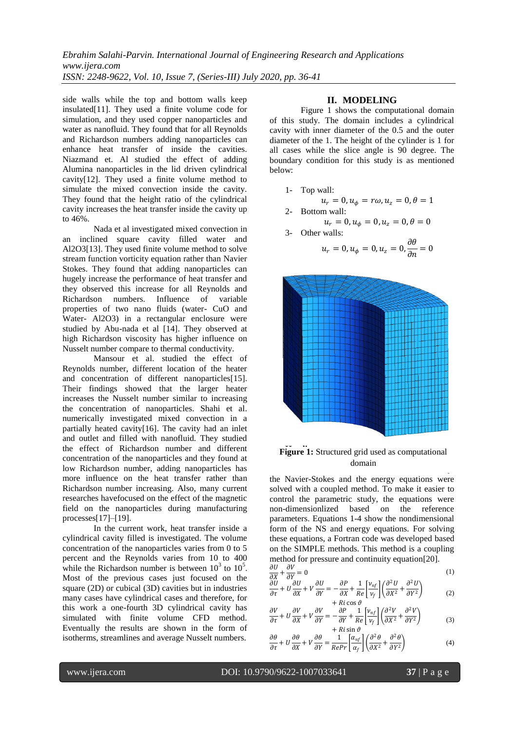side walls while the top and bottom walls keep insulated[11]. They used a finite volume code for simulation, and they used copper nanoparticles and water as nanofluid. They found that for all Reynolds and Richardson numbers adding nanoparticles can enhance heat transfer of inside the cavities. Niazmand et. Al studied the effect of adding Alumina nanoparticles in the lid driven cylindrical cavity[12]. They used a finite volume method to simulate the mixed convection inside the cavity. They found that the height ratio of the cylindrical cavity increases the heat transfer inside the cavity up to 46%.

Nada et al investigated mixed convection in an inclined square cavity filled water and $Al_2O_3$[13]. They used finite volume method to solve stream function vorticity equation rather than Navier Stokes. They found that adding nanoparticles can hugely increase the performance of heat transfer and they observed this increase for all Reynolds and Richardson numbers. Influence of variable properties of two nano fluids (water- CuO and Water- $Al_2O_3$) in a rectangular enclosure were studied by Abu-nada et al [14]. They observed at high Richardson viscosity has higher influence on Nusselt number compare to thermal conductivity.

Mansour et al. studied the effect of Reynolds number, different location of the heater and concentration of different nanoparticles[15]. Their findings showed that the larger heater increases the Nusselt number similar to increasing the concentration of nanoparticles. Shahi et al. numerically investigated mixed convection in a partially heated cavity[16]. The cavity had an inlet and outlet and filled with nanofluid. They studied the effect of Richardson number and different concentration of the nanoparticles and they found at low Richardson number, adding nanoparticles has more influence on the heat transfer rather than Richardson number increasing. Also, many current researches havefocused on the effect of the magnetic field on the nanoparticles during manufacturing processes[17]–[19].

In the current work, heat transfer inside a cylindrical cavity filled is investigated. The volume concentration of the nanoparticles varies from 0 to 5 percent and the Reynolds varies from 10 to 400 while the Richardson number is between $10^3$ to $10^5$. Most of the previous cases just focused on the square (2D) or cubical (3D) cavities but in industries many cases have cylindrical cases and therefore, for this work a one-fourth 3D cylindrical cavity has simulated with finite volume CFD method. Eventually the results are shown in the form of isotherms, streamlines and average Nusselt numbers.

## II. MODELING

Figure 1 shows the computational domain of this study. The domain includes a cylindrical cavity with inner diameter of the 0.5 and the outer diameter of the 1. The height of the cylinder is 1 for all cases while the slice angle is 90 degree. The boundary condition for this study is as mentioned below:

1- Top wall:
$$u_r = 0, u_\phi = r\omega, u_z = 0, \theta = 1$$
2- Bottom wall:
$$u_r = 0, u_\phi = 0, u_z = 0, \theta = 0$$
3- Other walls:
$$u_r = 0, u_\phi = 0, u_z = 0, \frac{\partial\theta}{\partial n} = 0$$

**Figure 1:** Structured grid used as computational domain

the Navier-Stokes and the energy equations were solved with a coupled method. To make it easier to control the parametric study, the equations were non-dimensionlized based on the reference parameters. Equations 1-4 show the nondimensional form of the NS and energy equations. For solving these equations, a Fortran code was developed based on the SIMPLE methods. This method is a coupling method for pressure and continuity equation[20].

$$\frac{\partial U}{\partial X} + \frac{\partial V}{\partial Y} = 0 \tag{1}$$

$$\frac{\partial U}{\partial \tau} + U\frac{\partial U}{\partial X} + V\frac{\partial U}{\partial Y} = -\frac{\partial P}{\partial X} + \frac{1}{Re}\left[\frac{\nu_{nf}}{\nu_f}\right]\left(\frac{\partial^2 U}{\partial X^2} + \frac{\partial^2 U}{\partial Y^2}\right) + Ri\cos\vartheta \tag{2}$$

$$\frac{\partial V}{\partial \tau} + U\frac{\partial V}{\partial X} + V\frac{\partial V}{\partial Y} = -\frac{\partial P}{\partial Y} + \frac{1}{Re}\left[\frac{\nu_{nf}}{\nu_f}\right]\left(\frac{\partial^2 V}{\partial X^2} + \frac{\partial^2 V}{\partial Y^2}\right) + Ri\sin\vartheta \tag{3}$$

$$\frac{\partial \theta}{\partial \tau} + U\frac{\partial \theta}{\partial X} + V\frac{\partial \theta}{\partial Y} = \frac{1}{RePr}\left[\frac{\alpha_{nf}}{\alpha_f}\right]\left(\frac{\partial^2 \theta}{\partial X^2} + \frac{\partial^2 \theta}{\partial Y^2}\right) \tag{4}$$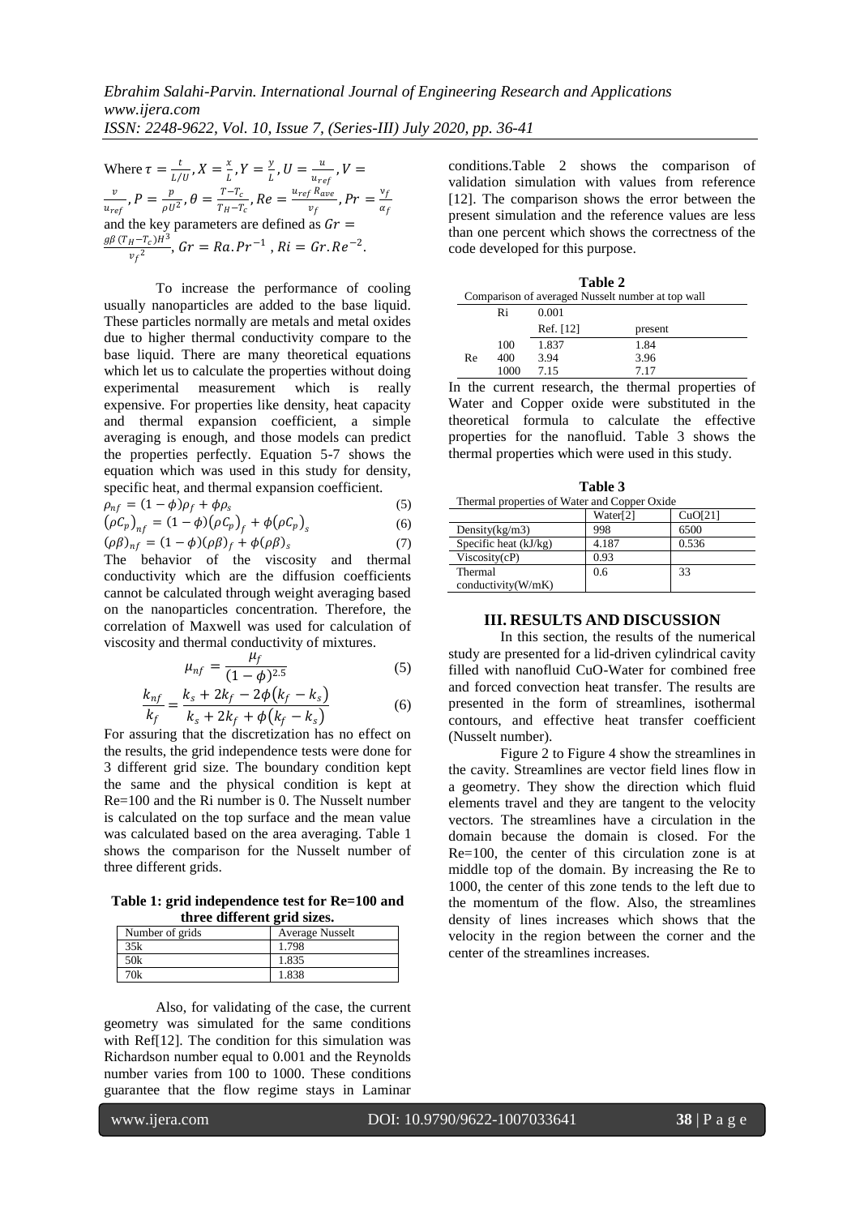Where $\tau = \frac{t}{L/U}, X = \frac{x}{L}, Y = \frac{y}{L}, U = \frac{u}{u_{ref}}, V = \frac{v}{u_{ref}}, P = \frac{p}{\rho U^2}, \theta = \frac{T - T_c}{T_H - T_c}, Re = \frac{u_{ref} R_{ave}}{v_f}, Pr = \frac{v_f}{\alpha_f}$ and the key parameters are defined as $Gr = \frac{g\beta (T_H - T_c) H^3}{v_f^2}$, $Gr = Ra.Pr^{-1}$, $Ri = Gr.Re^{-2}$.

To increase the performance of cooling usually nanoparticles are added to the base liquid. These particles normally are metals and metal oxides due to higher thermal conductivity compare to the base liquid. There are many theoretical equations which let us to calculate the properties without doing experimental measurement which is really expensive. For properties like density, heat capacity and thermal expansion coefficient, a simple averaging is enough, and those models can predict the properties perfectly. Equation 5-7 shows the equation which was used in this study for density, specific heat, and thermal expansion coefficient.

$$\rho_{nf} = (1 - \phi)\rho_f + \phi\rho_s \quad (5)$$

$$(\rho C_p)_{nf} = (1 - \phi)(\rho C_p)_f + \phi(\rho C_p)_s \quad (6)$$

$$(\rho\beta)_{nf} = (1 - \phi)(\rho\beta)_f + \phi(\rho\beta)_s \quad (7)$$

The behavior of the viscosity and thermal conductivity which are the diffusion coefficients cannot be calculated through weight averaging based on the nanoparticles concentration. Therefore, the correlation of Maxwell was used for calculation of viscosity and thermal conductivity of mixtures.

$$\mu_{nf} = \frac{\mu_f}{(1 - \phi)^{2.5}} \quad (5)$$

$$\frac{k_{nf}}{k_f} = \frac{k_s + 2k_f - 2\phi(k_f - k_s)}{k_s + 2k_f + \phi(k_f - k_s)} \quad (6)$$

For assuring that the discretization has no effect on the results, the grid independence tests were done for 3 different grid size. The boundary condition kept the same and the physical condition is kept at Re=100 and the Ri number is 0. The Nusselt number is calculated on the top surface and the mean value was calculated based on the area averaging. Table 1 shows the comparison for the Nusselt number of three different grids.

**Table 1: grid independence test for Re=100 and three different grid sizes.**

| Number of grids | Average Nusselt |
|---|---|
| 35k | 1.798 |
| 50k | 1.835 |
| 70k | 1.838 |

Also, for validating of the case, the current geometry was simulated for the same conditions with Ref[12]. The condition for this simulation was Richardson number equal to 0.001 and the Reynolds number varies from 100 to 1000. These conditions guarantee that the flow regime stays in Laminar conditions.Table 2 shows the comparison of validation simulation with values from reference [12]. The comparison shows the error between the present simulation and the reference values are less than one percent which shows the correctness of the code developed for this purpose.

**Table 2**

Comparison of averaged Nusselt number at top wall

| | Ri | 0.001 | |
|---|---|---|---|
| | | Ref. [12] | present |
| Re | 100 | 1.837 | 1.84 |
| | 400 | 3.94 | 3.96 |
| | 1000 | 7.15 | 7.17 |

In the current research, the thermal properties of Water and Copper oxide were substituted in the theoretical formula to calculate the effective properties for the nanofluid. Table 3 shows the thermal properties which were used in this study.

**Table 3**

Thermal properties of Water and Copper Oxide

| | Water[2] | CuO[21] |
|---|---|---|
| Density(kg/m3) | 998 | 6500 |
| Specific heat (kJ/kg) | 4.187 | 0.536 |
| Viscosity(cP) | 0.93 | |
| Thermal conductivity(W/mK) | 0.6 | 33 |

## III. RESULTS AND DISCUSSION

In this section, the results of the numerical study are presented for a lid-driven cylindrical cavity filled with nanofluid CuO-Water for combined free and forced convection heat transfer. The results are presented in the form of streamlines, isothermal contours, and effective heat transfer coefficient (Nusselt number).

Figure 2 to Figure 4 show the streamlines in the cavity. Streamlines are vector field lines flow in a geometry. They show the direction which fluid elements travel and they are tangent to the velocity vectors. The streamlines have a circulation in the domain because the domain is closed. For the Re=100, the center of this circulation zone is at middle top of the domain. By increasing the Re to 1000, the center of this zone tends to the left due to the momentum of the flow. Also, the streamlines density of lines increases which shows that the velocity in the region between the corner and the center of the streamlines increases.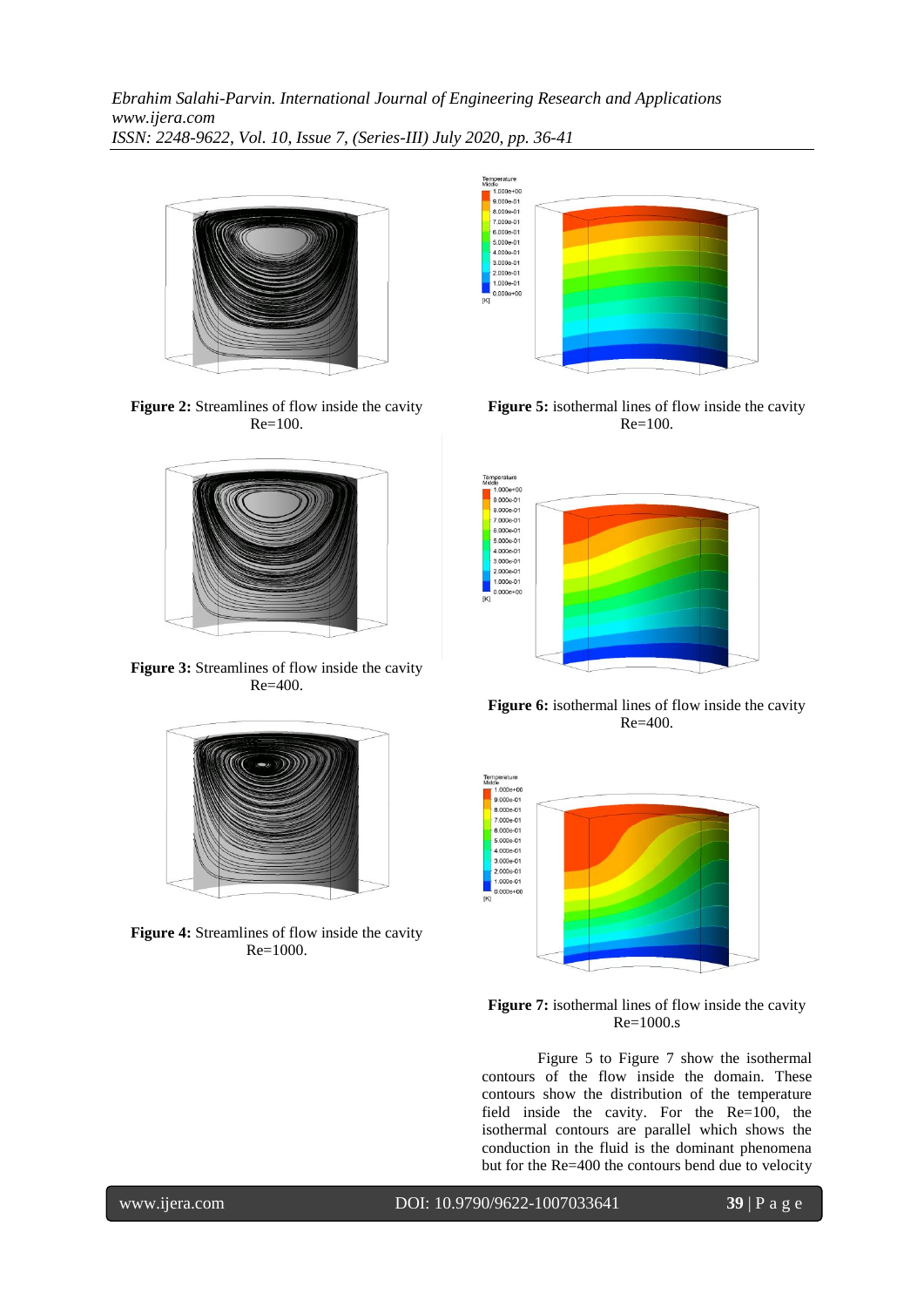**Figure 2:** Streamlines of flow inside the cavity Re=100.

**Figure 3:** Streamlines of flow inside the cavity Re=400.

**Figure 4:** Streamlines of flow inside the cavity Re=1000.

**Figure 5:** isothermal lines of flow inside the cavity Re=100.

**Figure 6:** isothermal lines of flow inside the cavity Re=400.

**Figure 7:** isothermal lines of flow inside the cavity Re=1000.s

Figure 5 to Figure 7 show the isothermal contours of the flow inside the domain. These contours show the distribution of the temperature field inside the cavity. For the Re=100, the isothermal contours are parallel which shows the conduction in the fluid is the dominant phenomena but for the Re=400 the contours bend due to velocity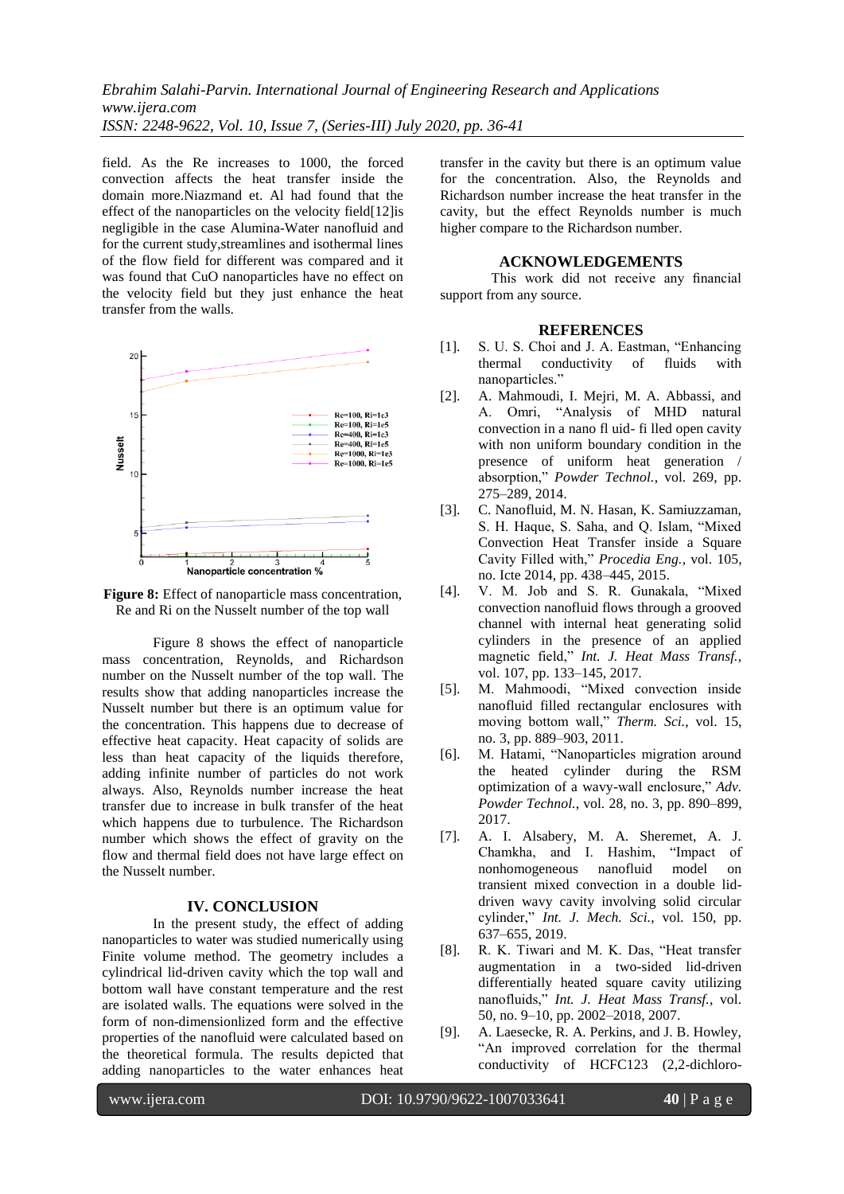field. As the Re increases to 1000, the forced convection affects the heat transfer inside the domain more.Niazmand et. Al had found that the effect of the nanoparticles on the velocity field[12]is negligible in the case Alumina-Water nanofluid and for the current study,streamlines and isothermal lines of the flow field for different was compared and it was found that CuO nanoparticles have no effect on the velocity field but they just enhance the heat transfer from the walls.

**Figure 8:** Effect of nanoparticle mass concentration, Re and Ri on the Nusselt number of the top wall

Figure 8 shows the effect of nanoparticle mass concentration, Reynolds, and Richardson number on the Nusselt number of the top wall. The results show that adding nanoparticles increase the Nusselt number but there is an optimum value for the concentration. This happens due to decrease of effective heat capacity. Heat capacity of solids are less than heat capacity of the liquids therefore, adding infinite number of particles do not work always. Also, Reynolds number increase the heat transfer due to increase in bulk transfer of the heat which happens due to turbulence. The Richardson number which shows the effect of gravity on the flow and thermal field does not have large effect on the Nusselt number.

## IV. CONCLUSION

In the present study, the effect of adding nanoparticles to water was studied numerically using Finite volume method. The geometry includes a cylindrical lid-driven cavity which the top wall and bottom wall have constant temperature and the rest are isolated walls. The equations were solved in the form of non-dimensionlized form and the effective properties of the nanofluid were calculated based on the theoretical formula. The results depicted that adding nanoparticles to the water enhances heat transfer in the cavity but there is an optimum value for the concentration. Also, the Reynolds and Richardson number increase the heat transfer in the cavity, but the effect Reynolds number is much higher compare to the Richardson number.

## ACKNOWLEDGEMENTS

This work did not receive any financial support from any source.

## REFERENCES

[1]. S. U. S. Choi and J. A. Eastman, "Enhancing thermal conductivity of fluids with nanoparticles."

[2]. A. Mahmoudi, I. Mejri, M. A. Abbassi, and A. Omri, "Analysis of MHD natural convection in a nano fl uid- fi lled open cavity with non uniform boundary condition in the presence of uniform heat generation / absorption," *Powder Technol.*, vol. 269, pp. 275–289, 2014.

[3]. C. Nanofluid, M. N. Hasan, K. Samiuzzaman, S. H. Haque, S. Saha, and Q. Islam, "Mixed Convection Heat Transfer inside a Square Cavity Filled with," *Procedia Eng.*, vol. 105, no. Icte 2014, pp. 438–445, 2015.

[4]. V. M. Job and S. R. Gunakala, "Mixed convection nanofluid flows through a grooved channel with internal heat generating solid cylinders in the presence of an applied magnetic field," *Int. J. Heat Mass Transf.*, vol. 107, pp. 133–145, 2017.

[5]. M. Mahmoodi, "Mixed convection inside nanofluid filled rectangular enclosures with moving bottom wall," *Therm. Sci.*, vol. 15, no. 3, pp. 889–903, 2011.

[6]. M. Hatami, "Nanoparticles migration around the heated cylinder during the RSM optimization of a wavy-wall enclosure," *Adv. Powder Technol.*, vol. 28, no. 3, pp. 890–899, 2017.

[7]. A. I. Alsabery, M. A. Sheremet, A. J. Chamkha, and I. Hashim, "Impact of nonhomogeneous nanofluid model on transient mixed convection in a double lid-driven wavy cavity involving solid circular cylinder," *Int. J. Mech. Sci.*, vol. 150, pp. 637–655, 2019.

[8]. R. K. Tiwari and M. K. Das, "Heat transfer augmentation in a two-sided lid-driven differentially heated square cavity utilizing nanofluids," *Int. J. Heat Mass Transf.*, vol. 50, no. 9–10, pp. 2002–2018, 2007.

[9]. A. Laesecke, R. A. Perkins, and J. B. Howley, "An improved correlation for the thermal conductivity of HCFC123 (2,2-dichloro-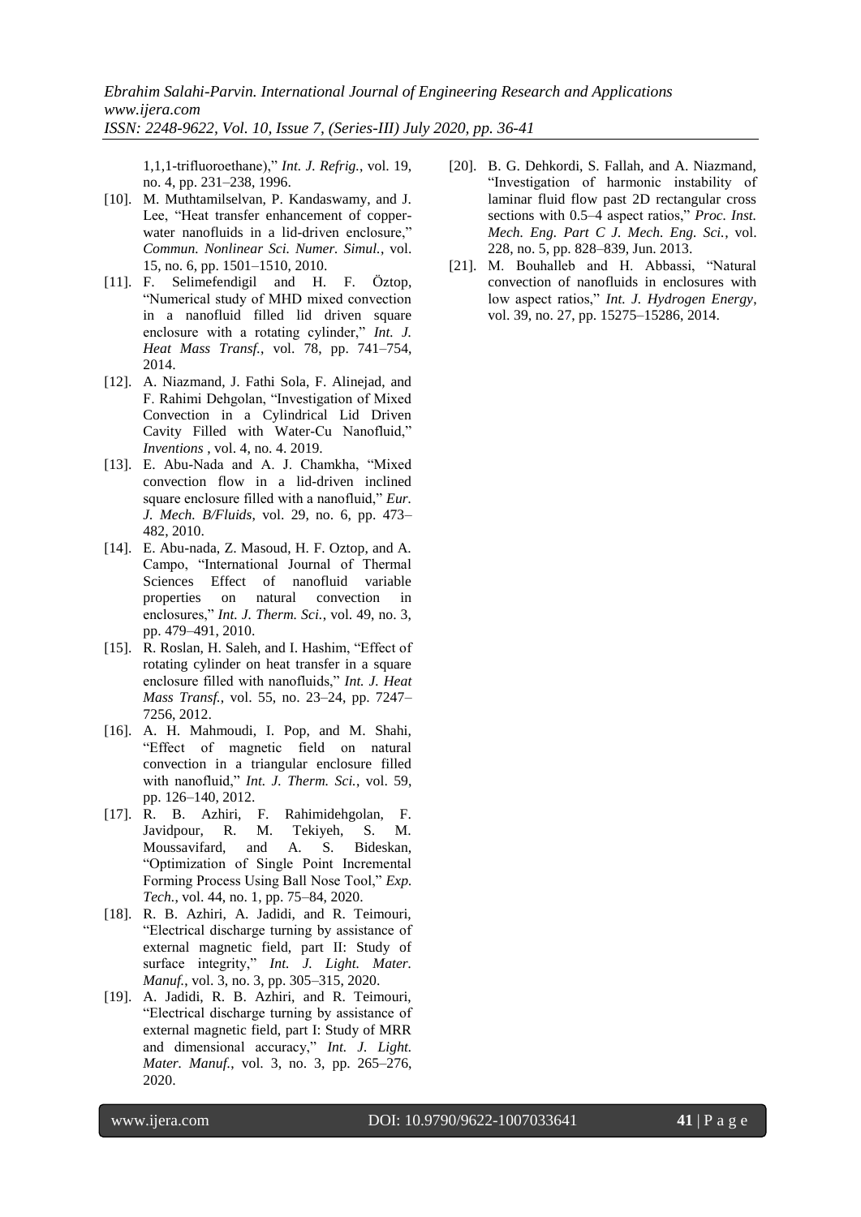1,1,1-trifluoroethane)," *Int. J. Refrig.*, vol. 19, no. 4, pp. 231–238, 1996.

[10]. M. Muthtamilselvan, P. Kandaswamy, and J. Lee, "Heat transfer enhancement of copper-water nanofluids in a lid-driven enclosure," *Commun. Nonlinear Sci. Numer. Simul.*, vol. 15, no. 6, pp. 1501–1510, 2010.

[11]. F. Selimefendigil and H. F. Öztop, "Numerical study of MHD mixed convection in a nanofluid filled lid driven square enclosure with a rotating cylinder," *Int. J. Heat Mass Transf.*, vol. 78, pp. 741–754, 2014.

[12]. A. Niazmand, J. Fathi Sola, F. Alinejad, and F. Rahimi Dehgolan, "Investigation of Mixed Convection in a Cylindrical Lid Driven Cavity Filled with Water-Cu Nanofluid," *Inventions* , vol. 4, no. 4. 2019.

[13]. E. Abu-Nada and A. J. Chamkha, "Mixed convection flow in a lid-driven inclined square enclosure filled with a nanofluid," *Eur. J. Mech. B/Fluids*, vol. 29, no. 6, pp. 473–482, 2010.

[14]. E. Abu-nada, Z. Masoud, H. F. Oztop, and A. Campo, "International Journal of Thermal Sciences Effect of nanofluid variable properties on natural convection in enclosures," *Int. J. Therm. Sci.*, vol. 49, no. 3, pp. 479–491, 2010.

[15]. R. Roslan, H. Saleh, and I. Hashim, "Effect of rotating cylinder on heat transfer in a square enclosure filled with nanofluids," *Int. J. Heat Mass Transf.*, vol. 55, no. 23–24, pp. 7247–7256, 2012.

[16]. A. H. Mahmoudi, I. Pop, and M. Shahi, "Effect of magnetic field on natural convection in a triangular enclosure filled with nanofluid," *Int. J. Therm. Sci.*, vol. 59, pp. 126–140, 2012.

[17]. R. B. Azhiri, F. Rahimidehgolan, F. Javidpour, R. M. Tekiyeh, S. M. Moussavifard, and A. S. Bideskan, "Optimization of Single Point Incremental Forming Process Using Ball Nose Tool," *Exp. Tech.*, vol. 44, no. 1, pp. 75–84, 2020.

[18]. R. B. Azhiri, A. Jadidi, and R. Teimouri, "Electrical discharge turning by assistance of external magnetic field, part II: Study of surface integrity," *Int. J. Light. Mater. Manuf.*, vol. 3, no. 3, pp. 305–315, 2020.

[19]. A. Jadidi, R. B. Azhiri, and R. Teimouri, "Electrical discharge turning by assistance of external magnetic field, part I: Study of MRR and dimensional accuracy," *Int. J. Light. Mater. Manuf.*, vol. 3, no. 3, pp. 265–276, 2020.

[20]. B. G. Dehkordi, S. Fallah, and A. Niazmand, "Investigation of harmonic instability of laminar fluid flow past 2D rectangular cross sections with 0.5–4 aspect ratios," *Proc. Inst. Mech. Eng. Part C J. Mech. Eng. Sci.*, vol. 228, no. 5, pp. 828–839, Jun. 2013.

[21]. M. Bouhalleb and H. Abbassi, "Natural convection of nanofluids in enclosures with low aspect ratios," *Int. J. Hydrogen Energy*, vol. 39, no. 27, pp. 15275–15286, 2014.